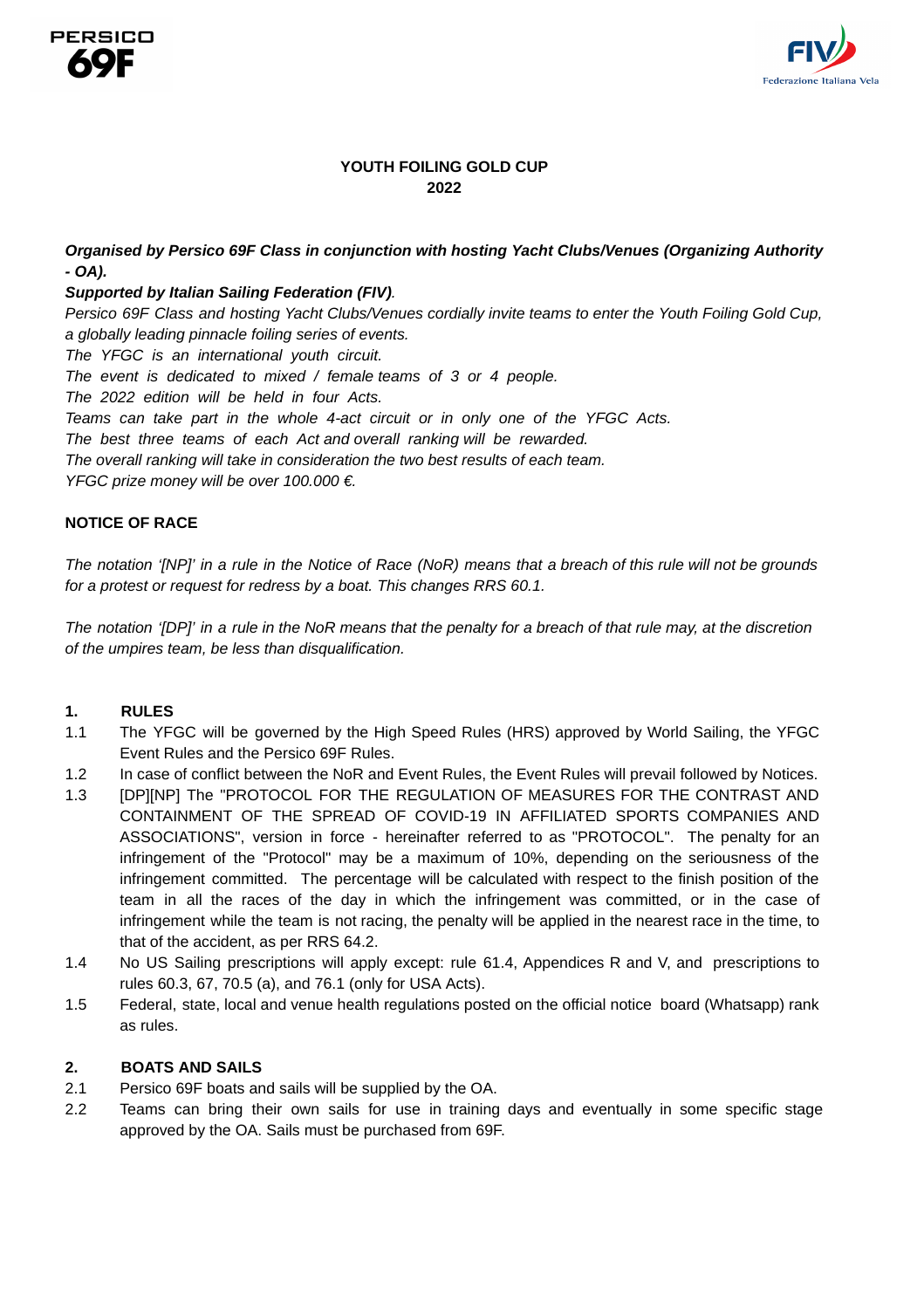# YOUTH FOILING GOLD CUP
# 2022

***Organised by Persico 69F Class in conjunction with hosting Yacht Clubs/Venues (Organizing Authority - OA).***

***Supported by Italian Sailing Federation (FIV)***.

*Persico 69F Class and hosting Yacht Clubs/Venues cordially invite teams to enter the Youth Foiling Gold Cup, a globally leading pinnacle foiling series of events.*

*The YFGC is an international youth circuit.*

*The event is dedicated to mixed / female teams of 3 or 4 people.*

*The 2022 edition will be held in four Acts.*

*Teams can take part in the whole 4-act circuit or in only one of the YFGC Acts.*

*The best three teams of each Act and overall ranking will be rewarded.*

*The overall ranking will take in consideration the two best results of each team.*

*YFGC prize money will be over 100.000 €.*

## NOTICE OF RACE

*The notation '[NP]' in a rule in the Notice of Race (NoR) means that a breach of this rule will not be grounds for a protest or request for redress by a boat. This changes RRS 60.1.*

*The notation '[DP]' in a rule in the NoR means that the penalty for a breach of that rule may, at the discretion of the umpires team, be less than disqualification.*

### 1. RULES

1.1 The YFGC will be governed by the High Speed Rules (HRS) approved by World Sailing, the YFGC Event Rules and the Persico 69F Rules.

1.2 In case of conflict between the NoR and Event Rules, the Event Rules will prevail followed by Notices.

1.3 [DP][NP] The "PROTOCOL FOR THE REGULATION OF MEASURES FOR THE CONTRAST AND CONTAINMENT OF THE SPREAD OF COVID-19 IN AFFILIATED SPORTS COMPANIES AND ASSOCIATIONS", version in force - hereinafter referred to as "PROTOCOL". The penalty for an infringement of the "Protocol" may be a maximum of 10%, depending on the seriousness of the infringement committed. The percentage will be calculated with respect to the finish position of the team in all the races of the day in which the infringement was committed, or in the case of infringement while the team is not racing, the penalty will be applied in the nearest race in the time, to that of the accident, as per RRS 64.2.

1.4 No US Sailing prescriptions will apply except: rule 61.4, Appendices R and V, and prescriptions to rules 60.3, 67, 70.5 (a), and 76.1 (only for USA Acts).

1.5 Federal, state, local and venue health regulations posted on the official notice board (Whatsapp) rank as rules.

### 2. BOATS AND SAILS

2.1 Persico 69F boats and sails will be supplied by the OA.

2.2 Teams can bring their own sails for use in training days and eventually in some specific stage approved by the OA. Sails must be purchased from 69F.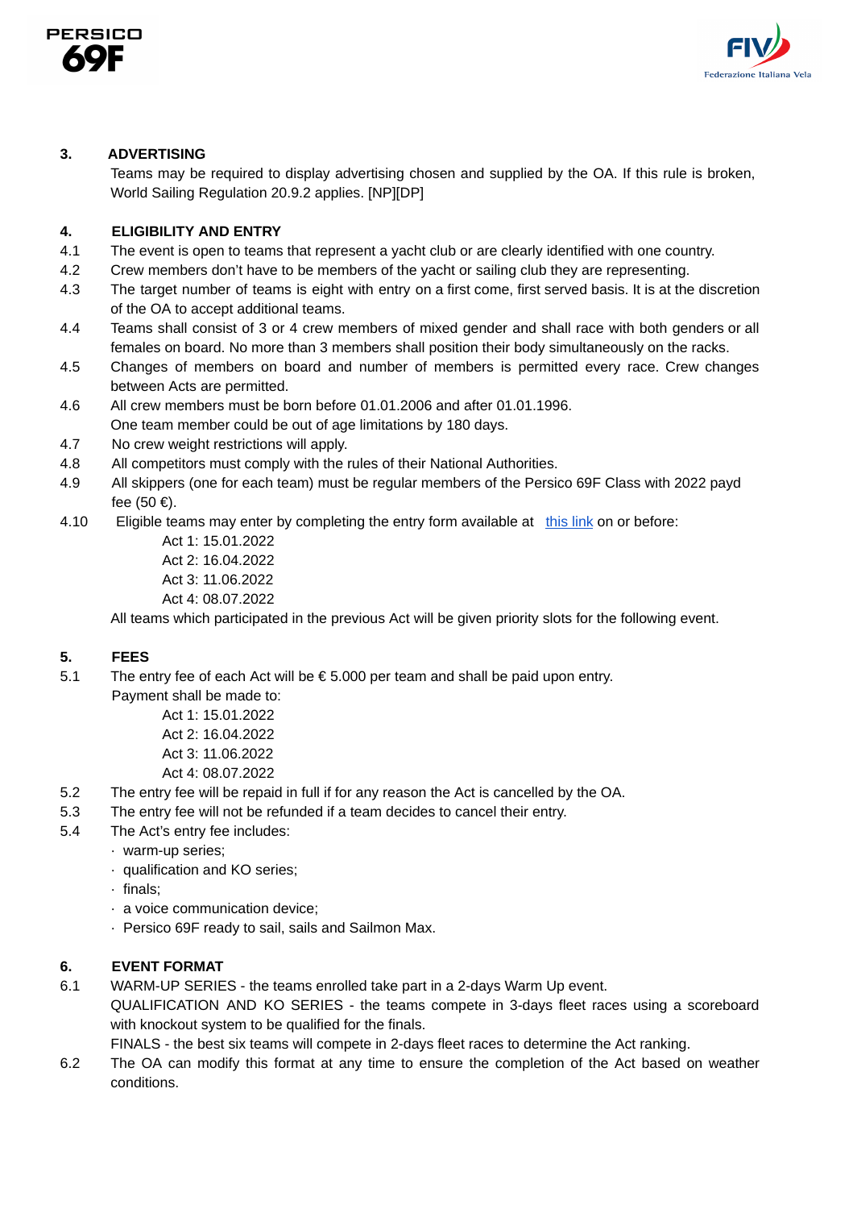## 3. ADVERTISING

Teams may be required to display advertising chosen and supplied by the OA. If this rule is broken, World Sailing Regulation 20.9.2 applies. [NP][DP]

## 4. ELIGIBILITY AND ENTRY

4.1 The event is open to teams that represent a yacht club or are clearly identified with one country.

4.2 Crew members don't have to be members of the yacht or sailing club they are representing.

4.3 The target number of teams is eight with entry on a first come, first served basis. It is at the discretion of the OA to accept additional teams.

4.4 Teams shall consist of 3 or 4 crew members of mixed gender and shall race with both genders or all females on board. No more than 3 members shall position their body simultaneously on the racks.

4.5 Changes of members on board and number of members is permitted every race. Crew changes between Acts are permitted.

4.6 All crew members must be born before 01.01.2006 and after 01.01.1996.
One team member could be out of age limitations by 180 days.

4.7 No crew weight restrictions will apply.

4.8 All competitors must comply with the rules of their National Authorities.

4.9 All skippers (one for each team) must be regular members of the Persico 69F Class with 2022 payd fee (50 €).

4.10 Eligible teams may enter by completing the entry form available at this link on or before:

- Act 1: 15.01.2022
- Act 2: 16.04.2022
- Act 3: 11.06.2022
- Act 4: 08.07.2022

All teams which participated in the previous Act will be given priority slots for the following event.

## 5. FEES

5.1 The entry fee of each Act will be € 5.000 per team and shall be paid upon entry.
Payment shall be made to:

- Act 1: 15.01.2022
- Act 2: 16.04.2022
- Act 3: 11.06.2022
- Act 4: 08.07.2022

5.2 The entry fee will be repaid in full if for any reason the Act is cancelled by the OA.

5.3 The entry fee will not be refunded if a team decides to cancel their entry.

5.4 The Act's entry fee includes:

- warm-up series;
- qualification and KO series;
- finals;
- a voice communication device;
- Persico 69F ready to sail, sails and Sailmon Max.

## 6. EVENT FORMAT

6.1 WARM-UP SERIES - the teams enrolled take part in a 2-days Warm Up event.
QUALIFICATION AND KO SERIES - the teams compete in 3-days fleet races using a scoreboard with knockout system to be qualified for the finals.
FINALS - the best six teams will compete in 2-days fleet races to determine the Act ranking.

6.2 The OA can modify this format at any time to ensure the completion of the Act based on weather conditions.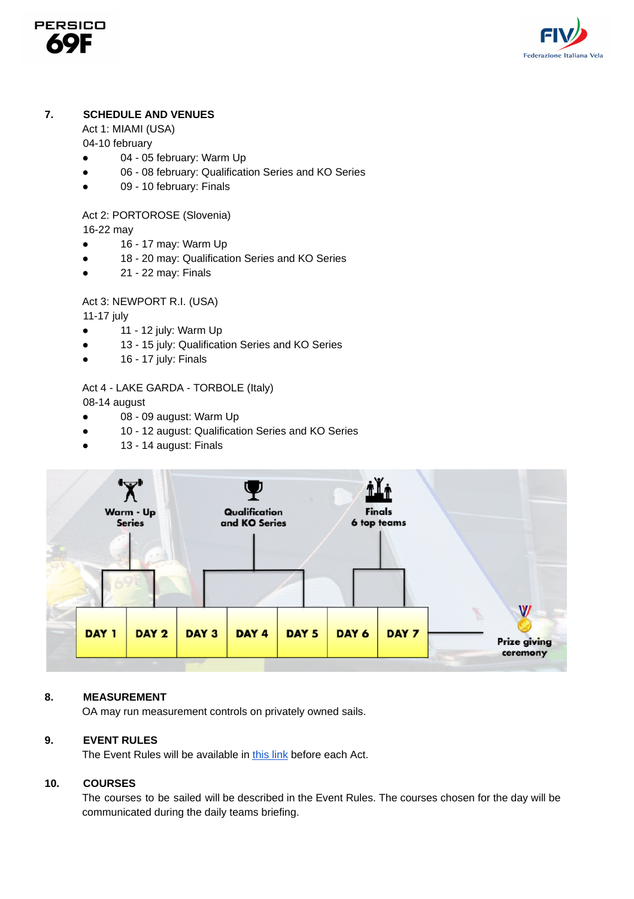## 7. SCHEDULE AND VENUES

Act 1: MIAMI (USA)
04-10 february

- 04 - 05 february: Warm Up
- 06 - 08 february: Qualification Series and KO Series
- 09 - 10 february: Finals

Act 2: PORTOROSE (Slovenia)
16-22 may

- 16 - 17 may: Warm Up
- 18 - 20 may: Qualification Series and KO Series
- 21 - 22 may: Finals

Act 3: NEWPORT R.I. (USA)
11-17 july

- 11 - 12 july: Warm Up
- 13 - 15 july: Qualification Series and KO Series
- 16 - 17 july: Finals

Act 4 - LAKE GARDA - TORBOLE (Italy)
08-14 august

- 08 - 09 august: Warm Up
- 10 - 12 august: Qualification Series and KO Series
- 13 - 14 august: Finals

| Warm - Up Series | | Qualification and KO Series | | | Finals 6 top teams | | |
|---|---|---|---|---|---|---|---|
| DAY 1 | DAY 2 | DAY 3 | DAY 4 | DAY 5 | DAY 6 | DAY 7 | Prize giving ceremony |

## 8. MEASUREMENT

OA may run measurement controls on privately owned sails.

## 9. EVENT RULES

The Event Rules will be available in this link before each Act.

## 10. COURSES

The courses to be sailed will be described in the Event Rules. The courses chosen for the day will be communicated during the daily teams briefing.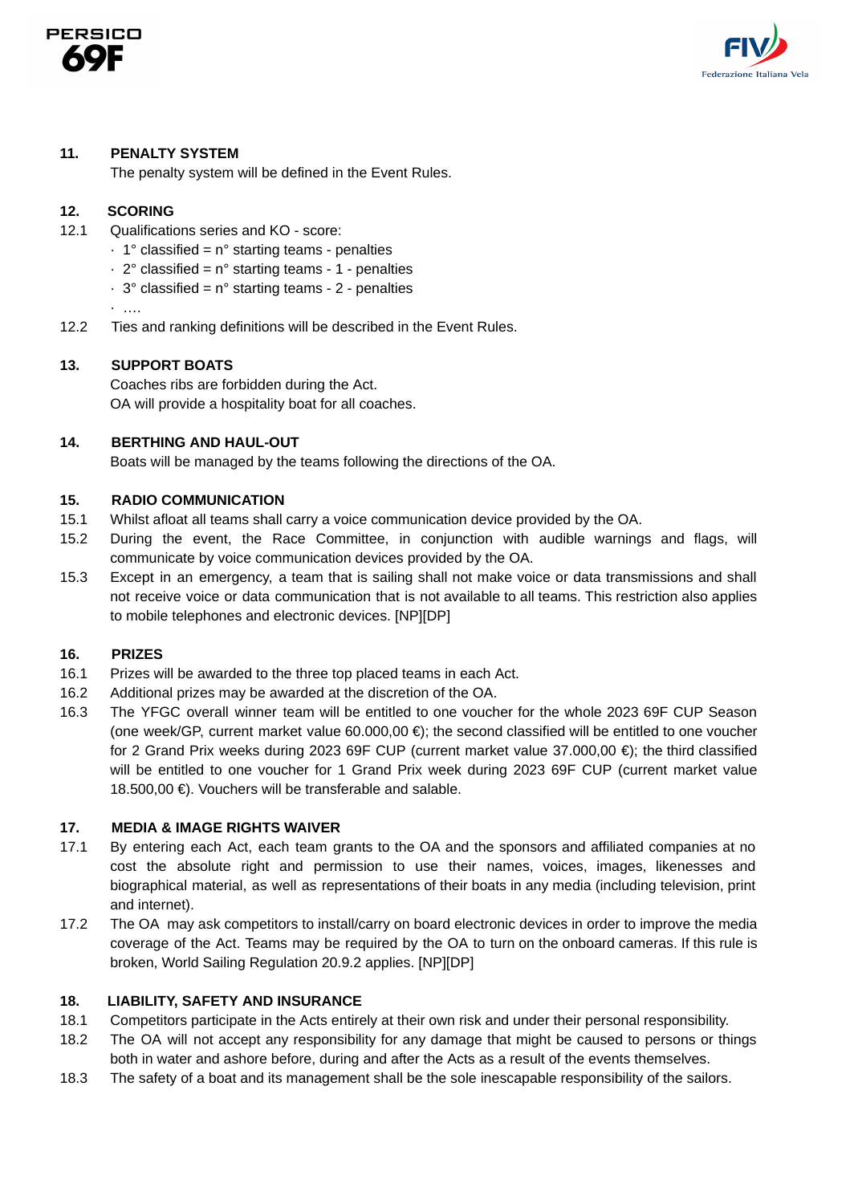## 11. PENALTY SYSTEM

The penalty system will be defined in the Event Rules.

## 12. SCORING

12.1 Qualifications series and KO - score:

- 1° classified = n° starting teams - penalties
- 2° classified = n° starting teams - 1 - penalties
- 3° classified = n° starting teams - 2 - penalties
- ….

12.2 Ties and ranking definitions will be described in the Event Rules.

## 13. SUPPORT BOATS

Coaches ribs are forbidden during the Act.
OA will provide a hospitality boat for all coaches.

## 14. BERTHING AND HAUL-OUT

Boats will be managed by the teams following the directions of the OA.

## 15. RADIO COMMUNICATION

15.1 Whilst afloat all teams shall carry a voice communication device provided by the OA.

15.2 During the event, the Race Committee, in conjunction with audible warnings and flags, will communicate by voice communication devices provided by the OA.

15.3 Except in an emergency, a team that is sailing shall not make voice or data transmissions and shall not receive voice or data communication that is not available to all teams. This restriction also applies to mobile telephones and electronic devices. [NP][DP]

## 16. PRIZES

16.1 Prizes will be awarded to the three top placed teams in each Act.

16.2 Additional prizes may be awarded at the discretion of the OA.

16.3 The YFGC overall winner team will be entitled to one voucher for the whole 2023 69F CUP Season (one week/GP, current market value 60.000,00 €); the second classified will be entitled to one voucher for 2 Grand Prix weeks during 2023 69F CUP (current market value 37.000,00 €); the third classified will be entitled to one voucher for 1 Grand Prix week during 2023 69F CUP (current market value 18.500,00 €). Vouchers will be transferable and salable.

## 17. MEDIA & IMAGE RIGHTS WAIVER

17.1 By entering each Act, each team grants to the OA and the sponsors and affiliated companies at no cost the absolute right and permission to use their names, voices, images, likenesses and biographical material, as well as representations of their boats in any media (including television, print and internet).

17.2 The OA may ask competitors to install/carry on board electronic devices in order to improve the media coverage of the Act. Teams may be required by the OA to turn on the onboard cameras. If this rule is broken, World Sailing Regulation 20.9.2 applies. [NP][DP]

## 18. LIABILITY, SAFETY AND INSURANCE

18.1 Competitors participate in the Acts entirely at their own risk and under their personal responsibility.

18.2 The OA will not accept any responsibility for any damage that might be caused to persons or things both in water and ashore before, during and after the Acts as a result of the events themselves.

18.3 The safety of a boat and its management shall be the sole inescapable responsibility of the sailors.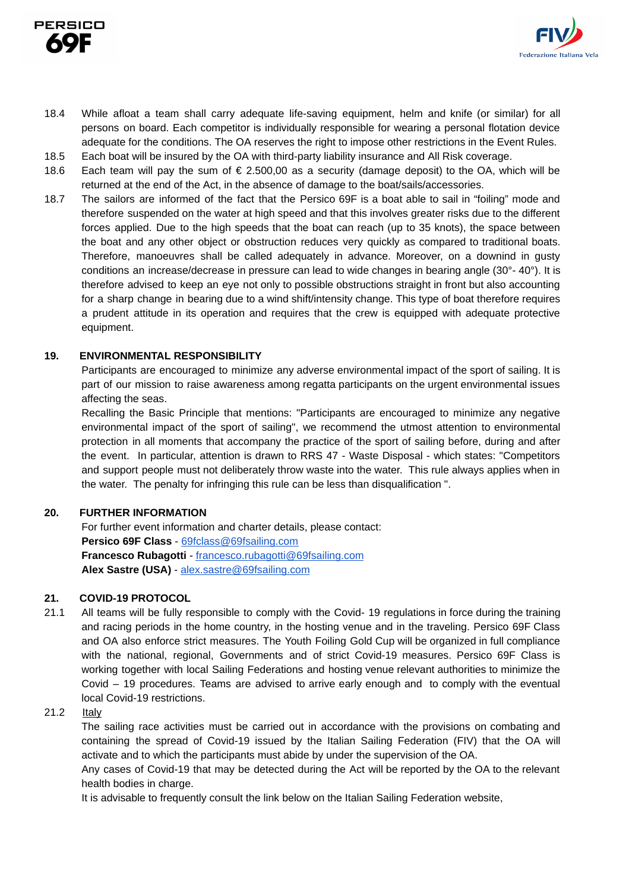18.4 While afloat a team shall carry adequate life-saving equipment, helm and knife (or similar) for all persons on board. Each competitor is individually responsible for wearing a personal flotation device adequate for the conditions. The OA reserves the right to impose other restrictions in the Event Rules.

18.5 Each boat will be insured by the OA with third-party liability insurance and All Risk coverage.

18.6 Each team will pay the sum of € 2.500,00 as a security (damage deposit) to the OA, which will be returned at the end of the Act, in the absence of damage to the boat/sails/accessories.

18.7 The sailors are informed of the fact that the Persico 69F is a boat able to sail in "foiling" mode and therefore suspended on the water at high speed and that this involves greater risks due to the different forces applied. Due to the high speeds that the boat can reach (up to 35 knots), the space between the boat and any other object or obstruction reduces very quickly as compared to traditional boats. Therefore, manoeuvres shall be called adequately in advance. Moreover, on a downind in gusty conditions an increase/decrease in pressure can lead to wide changes in bearing angle (30°- 40°). It is therefore advised to keep an eye not only to possible obstructions straight in front but also accounting for a sharp change in bearing due to a wind shift/intensity change. This type of boat therefore requires a prudent attitude in its operation and requires that the crew is equipped with adequate protective equipment.

## 19. ENVIRONMENTAL RESPONSIBILITY

Participants are encouraged to minimize any adverse environmental impact of the sport of sailing. It is part of our mission to raise awareness among regatta participants on the urgent environmental issues affecting the seas.

Recalling the Basic Principle that mentions: "Participants are encouraged to minimize any negative environmental impact of the sport of sailing", we recommend the utmost attention to environmental protection in all moments that accompany the practice of the sport of sailing before, during and after the event. In particular, attention is drawn to RRS 47 - Waste Disposal - which states: "Competitors and support people must not deliberately throw waste into the water. This rule always applies when in the water. The penalty for infringing this rule can be less than disqualification ".

## 20. FURTHER INFORMATION

For further event information and charter details, please contact:
**Persico 69F Class** - 69fclass@69fsailing.com
**Francesco Rubagotti** - francesco.rubagotti@69fsailing.com
**Alex Sastre (USA)** - alex.sastre@69fsailing.com

## 21. COVID-19 PROTOCOL

21.1 All teams will be fully responsible to comply with the Covid- 19 regulations in force during the training and racing periods in the home country, in the hosting venue and in the traveling. Persico 69F Class and OA also enforce strict measures. The Youth Foiling Gold Cup will be organized in full compliance with the national, regional, Governments and of strict Covid-19 measures. Persico 69F Class is working together with local Sailing Federations and hosting venue relevant authorities to minimize the Covid – 19 procedures. Teams are advised to arrive early enough and to comply with the eventual local Covid-19 restrictions.

21.2 Italy

The sailing race activities must be carried out in accordance with the provisions on combating and containing the spread of Covid-19 issued by the Italian Sailing Federation (FIV) that the OA will activate and to which the participants must abide by under the supervision of the OA.

Any cases of Covid-19 that may be detected during the Act will be reported by the OA to the relevant health bodies in charge.

It is advisable to frequently consult the link below on the Italian Sailing Federation website,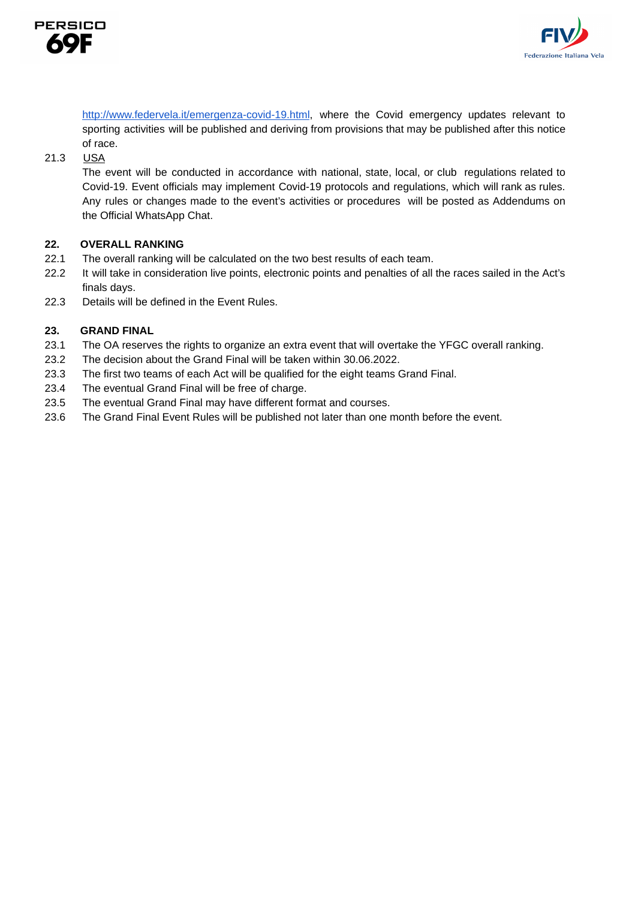[http://www.federvela.it/emergenza-covid-19.html](http://www.federvela.it/emergenza-covid-19.html), where the Covid emergency updates relevant to sporting activities will be published and deriving from provisions that may be published after this notice of race.

21.3 USA

The event will be conducted in accordance with national, state, local, or club regulations related to Covid-19. Event officials may implement Covid-19 protocols and regulations, which will rank as rules. Any rules or changes made to the event's activities or procedures will be posted as Addendums on the Official WhatsApp Chat.

## 22. OVERALL RANKING

22.1 The overall ranking will be calculated on the two best results of each team.

22.2 It will take in consideration live points, electronic points and penalties of all the races sailed in the Act's finals days.

22.3 Details will be defined in the Event Rules.

## 23. GRAND FINAL

23.1 The OA reserves the rights to organize an extra event that will overtake the YFGC overall ranking.

23.2 The decision about the Grand Final will be taken within 30.06.2022.

23.3 The first two teams of each Act will be qualified for the eight teams Grand Final.

23.4 The eventual Grand Final will be free of charge.

23.5 The eventual Grand Final may have different format and courses.

23.6 The Grand Final Event Rules will be published not later than one month before the event.